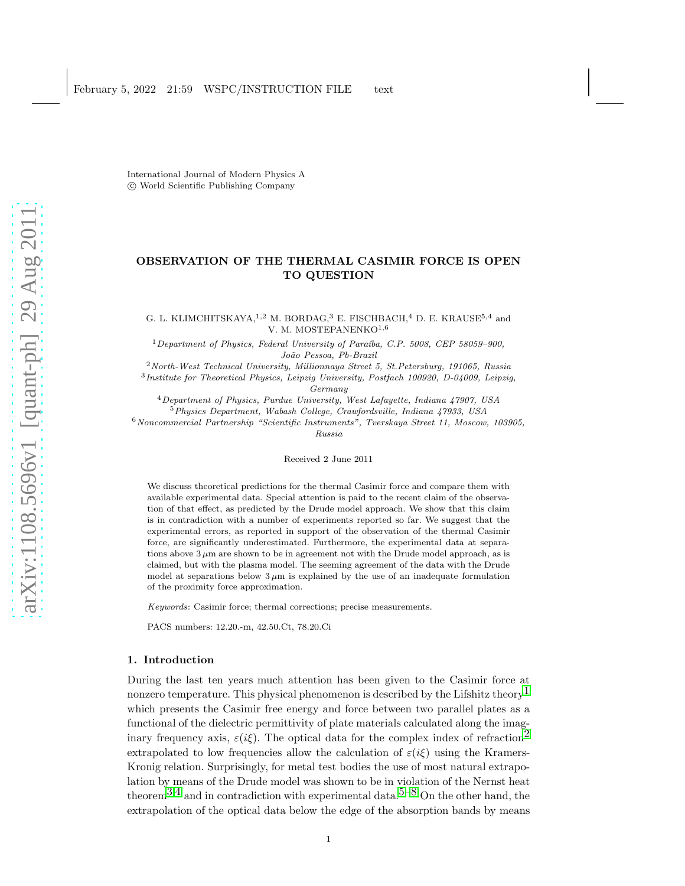International Journal of Modern Physics A
© World Scientific Publishing Company

# OBSERVATION OF THE THERMAL CASIMIR FORCE IS OPEN TO QUESTION

G. L. KLIMCHITSKAYA,[1,2] M. BORDAG,[3] E. FISCHBACH,[4] D. E. KRAUSE[5,4] and V. M. MOSTEPANENKO[1,6]

[1] *Department of Physics, Federal University of Paraíba, C.P. 5008, CEP 58059–900, João Pessoa, Pb-Brazil*
[2] *North-West Technical University, Millionnaya Street 5, St.Petersburg, 191065, Russia*
[3] *Institute for Theoretical Physics, Leipzig University, Postfach 100920, D-04009, Leipzig, Germany*
[4] *Department of Physics, Purdue University, West Lafayette, Indiana 47907, USA*
[5] *Physics Department, Wabash College, Crawfordsville, Indiana 47933, USA*
[6] *Noncommercial Partnership "Scientific Instruments", Tverskaya Street 11, Moscow, 103905, Russia*

Received 2 June 2011

We discuss theoretical predictions for the thermal Casimir force and compare them with available experimental data. Special attention is paid to the recent claim of the observation of that effect, as predicted by the Drude model approach. We show that this claim is in contradiction with a number of experiments reported so far. We suggest that the experimental errors, as reported in support of the observation of the thermal Casimir force, are significantly underestimated. Furthermore, the experimental data at separations above $3\,\mu$m are shown to be in agreement not with the Drude model approach, as is claimed, but with the plasma model. The seeming agreement of the data with the Drude model at separations below $3\,\mu$m is explained by the use of an inadequate formulation of the proximity force approximation.

*Keywords*: Casimir force; thermal corrections; precise measurements.

PACS numbers: 12.20.-m, 42.50.Ct, 78.20.Ci

## 1. Introduction

During the last ten years much attention has been given to the Casimir force at nonzero temperature. This physical phenomenon is described by the Lifshitz theory[1] which presents the Casimir free energy and force between two parallel plates as a functional of the dielectric permittivity of plate materials calculated along the imaginary frequency axis, $\varepsilon(i\xi)$. The optical data for the complex index of refraction[2] extrapolated to low frequencies allow the calculation of $\varepsilon(i\xi)$ using the Kramers-Kronig relation. Surprisingly, for metal test bodies the use of most natural extrapolation by means of the Drude model was shown to be in violation of the Nernst heat theorem[3,4] and in contradiction with experimental data.[5–8] On the other hand, the extrapolation of the optical data below the edge of the absorption bands by means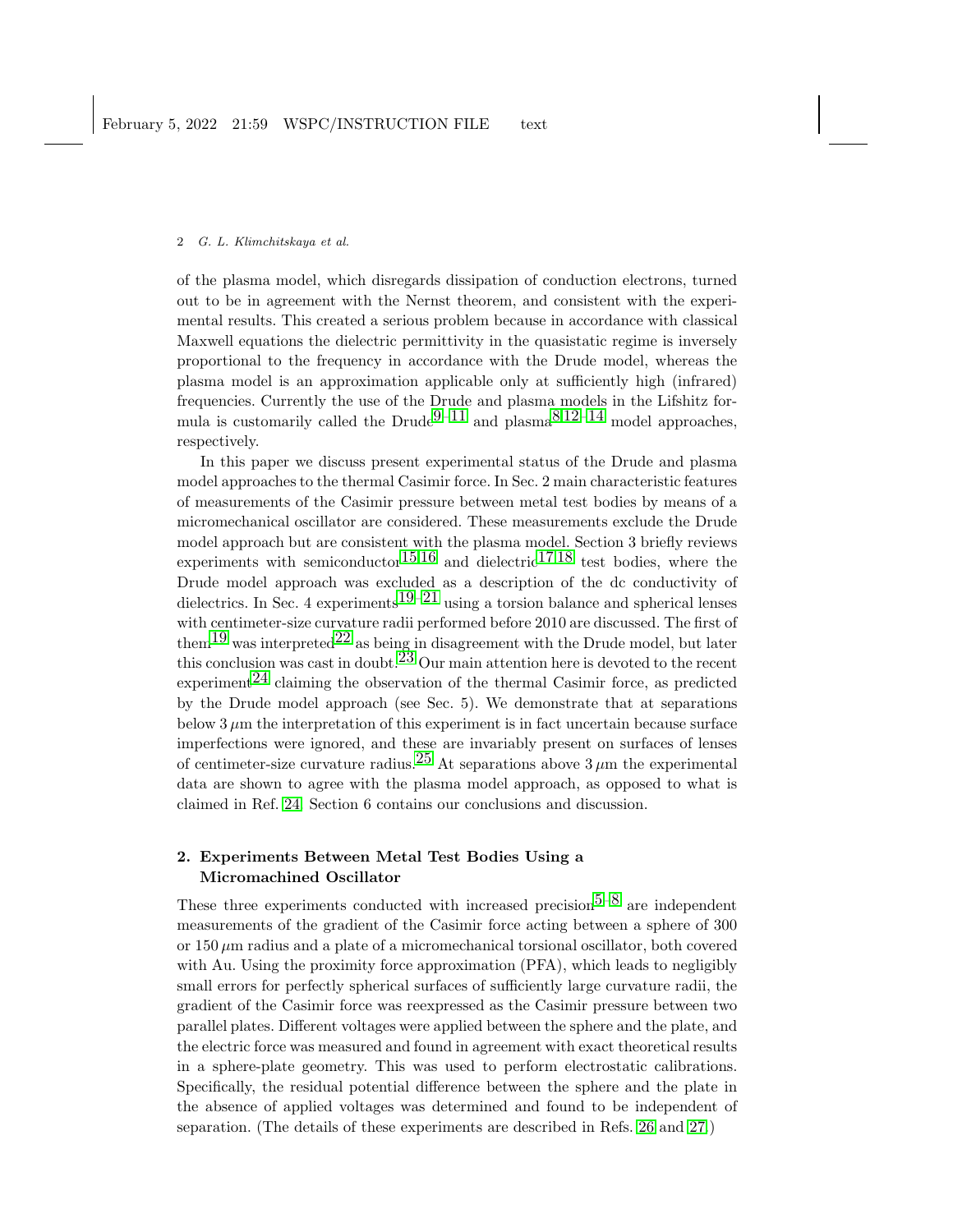of the plasma model, which disregards dissipation of conduction electrons, turned out to be in agreement with the Nernst theorem, and consistent with the experimental results. This created a serious problem because in accordance with classical Maxwell equations the dielectric permittivity in the quasistatic regime is inversely proportional to the frequency in accordance with the Drude model, whereas the plasma model is an approximation applicable only at sufficiently high (infrared) frequencies. Currently the use of the Drude and plasma models in the Lifshitz formula is customarily called the Drude[9–11] and plasma[8,12–14] model approaches, respectively.

In this paper we discuss present experimental status of the Drude and plasma model approaches to the thermal Casimir force. In Sec. 2 main characteristic features of measurements of the Casimir pressure between metal test bodies by means of a micromechanical oscillator are considered. These measurements exclude the Drude model approach but are consistent with the plasma model. Section 3 briefly reviews experiments with semiconductor[15,16] and dielectric[17,18] test bodies, where the Drude model approach was excluded as a description of the dc conductivity of dielectrics. In Sec. 4 experiments[19–21] using a torsion balance and spherical lenses with centimeter-size curvature radii performed before 2010 are discussed. The first of them[19] was interpreted[22] as being in disagreement with the Drude model, but later this conclusion was cast in doubt.[23] Our main attention here is devoted to the recent experiment[24] claiming the observation of the thermal Casimir force, as predicted by the Drude model approach (see Sec. 5). We demonstrate that at separations below $3\,\mu$m the interpretation of this experiment is in fact uncertain because surface imperfections were ignored, and these are invariably present on surfaces of lenses of centimeter-size curvature radius.[25] At separations above $3\,\mu$m the experimental data are shown to agree with the plasma model approach, as opposed to what is claimed in Ref. 24. Section 6 contains our conclusions and discussion.

## 2. Experiments Between Metal Test Bodies Using a Micromachined Oscillator

These three experiments conducted with increased precision[5–8] are independent measurements of the gradient of the Casimir force acting between a sphere of 300 or $150\,\mu$m radius and a plate of a micromechanical torsional oscillator, both covered with Au. Using the proximity force approximation (PFA), which leads to negligibly small errors for perfectly spherical surfaces of sufficiently large curvature radii, the gradient of the Casimir force was reexpressed as the Casimir pressure between two parallel plates. Different voltages were applied between the sphere and the plate, and the electric force was measured and found in agreement with exact theoretical results in a sphere-plate geometry. This was used to perform electrostatic calibrations. Specifically, the residual potential difference between the sphere and the plate in the absence of applied voltages was determined and found to be independent of separation. (The details of these experiments are described in Refs. 26 and 27.)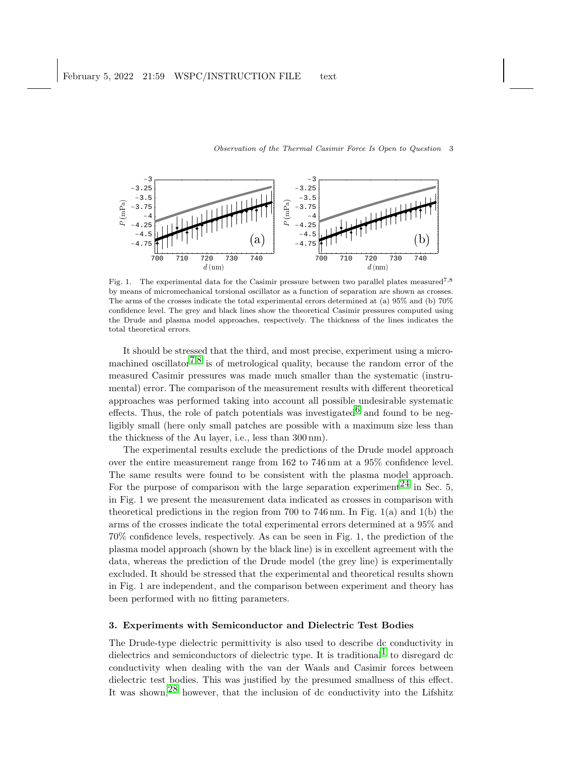Fig. 1. The experimental data for the Casimir pressure between two parallel plates measured[7,8] by means of micromechanical torsional oscillator as a function of separation are shown as crosses. The arms of the crosses indicate the total experimental errors determined at (a) 95% and (b) 70% confidence level. The grey and black lines show the theoretical Casimir pressures computed using the Drude and plasma model approaches, respectively. The thickness of the lines indicates the total theoretical errors.

It should be stressed that the third, and most precise, experiment using a micromachined oscillator[7,8] is of metrological quality, because the random error of the measured Casimir pressures was made much smaller than the systematic (instrumental) error. The comparison of the measurement results with different theoretical approaches was performed taking into account all possible undesirable systematic effects. Thus, the role of patch potentials was investigated[6] and found to be negligibly small (here only small patches are possible with a maximum size less than the thickness of the Au layer, i.e., less than 300 nm).

The experimental results exclude the predictions of the Drude model approach over the entire measurement range from 162 to 746 nm at a 95% confidence level. The same results were found to be consistent with the plasma model approach. For the purpose of comparison with the large separation experiment[24] in Sec. 5, in Fig. 1 we present the measurement data indicated as crosses in comparison with theoretical predictions in the region from 700 to 746 nm. In Fig. 1(a) and 1(b) the arms of the crosses indicate the total experimental errors determined at a 95% and 70% confidence levels, respectively. As can be seen in Fig. 1, the prediction of the plasma model approach (shown by the black line) is in excellent agreement with the data, whereas the prediction of the Drude model (the grey line) is experimentally excluded. It should be stressed that the experimental and theoretical results shown in Fig. 1 are independent, and the comparison between experiment and theory has been performed with no fitting parameters.

## 3. Experiments with Semiconductor and Dielectric Test Bodies

The Drude-type dielectric permittivity is also used to describe dc conductivity in dielectrics and semiconductors of dielectric type. It is traditional[1] to disregard dc conductivity when dealing with the van der Waals and Casimir forces between dielectric test bodies. This was justified by the presumed smallness of this effect. It was shown,[28] however, that the inclusion of dc conductivity into the Lifshitz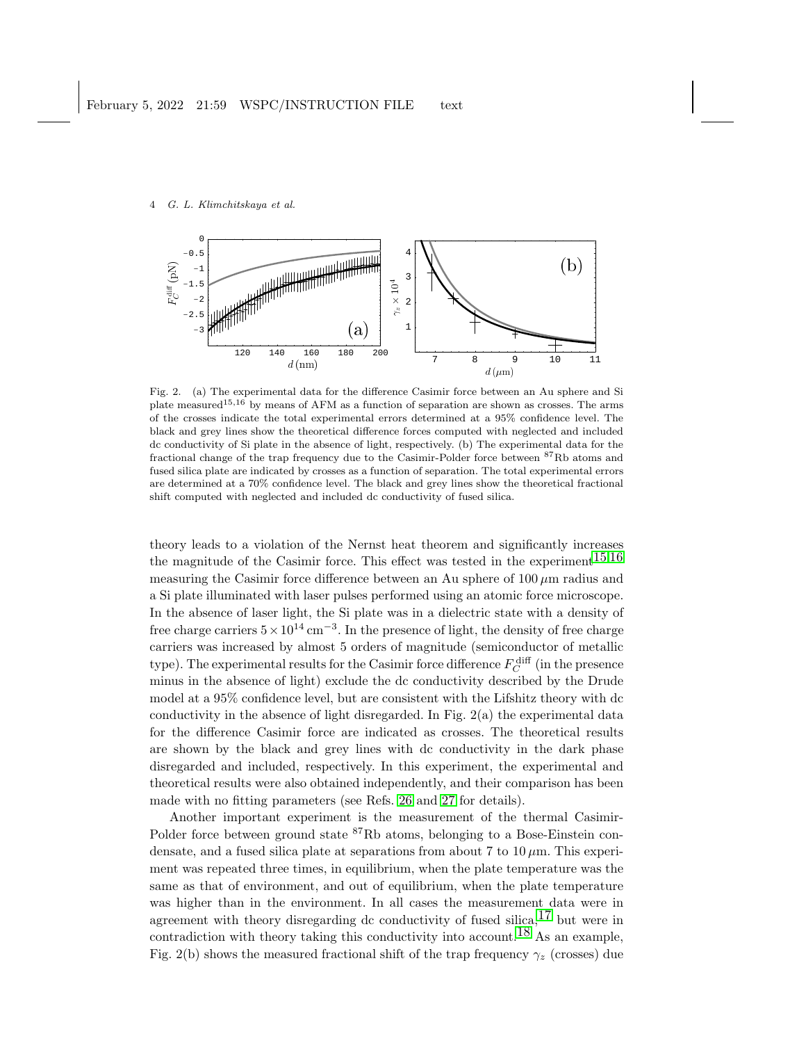Fig. 2. (a) The experimental data for the difference Casimir force between an Au sphere and Si plate measured[15,16] by means of AFM as a function of separation are shown as crosses. The arms of the crosses indicate the total experimental errors determined at a 95% confidence level. The black and grey lines show the theoretical difference forces computed with neglected and included dc conductivity of Si plate in the absence of light, respectively. (b) The experimental data for the fractional change of the trap frequency due to the Casimir-Polder force between $^{87}$Rb atoms and fused silica plate are indicated by crosses as a function of separation. The total experimental errors are determined at a 70% confidence level. The black and grey lines show the theoretical fractional shift computed with neglected and included dc conductivity of fused silica.

theory leads to a violation of the Nernst heat theorem and significantly increases the magnitude of the Casimir force. This effect was tested in the experiment[15,16] measuring the Casimir force difference between an Au sphere of $100\,\mu$m radius and a Si plate illuminated with laser pulses performed using an atomic force microscope. In the absence of laser light, the Si plate was in a dielectric state with a density of free charge carriers $5\times10^{14}\,\text{cm}^{-3}$. In the presence of light, the density of free charge carriers was increased by almost 5 orders of magnitude (semiconductor of metallic type). The experimental results for the Casimir force difference $F_C^{\text{diff}}$ (in the presence minus in the absence of light) exclude the dc conductivity described by the Drude model at a 95% confidence level, but are consistent with the Lifshitz theory with dc conductivity in the absence of light disregarded. In Fig. 2(a) the experimental data for the difference Casimir force are indicated as crosses. The theoretical results are shown by the black and grey lines with dc conductivity in the dark phase disregarded and included, respectively. In this experiment, the experimental and theoretical results were also obtained independently, and their comparison has been made with no fitting parameters (see Refs. 26 and 27 for details).

Another important experiment is the measurement of the thermal Casimir-Polder force between ground state $^{87}$Rb atoms, belonging to a Bose-Einstein condensate, and a fused silica plate at separations from about 7 to $10\,\mu$m. This experiment was repeated three times, in equilibrium, when the plate temperature was the same as that of environment, and out of equilibrium, when the plate temperature was higher than in the environment. In all cases the measurement data were in agreement with theory disregarding dc conductivity of fused silica,[17] but were in contradiction with theory taking this conductivity into account.[18] As an example, Fig. 2(b) shows the measured fractional shift of the trap frequency $\gamma_z$ (crosses) due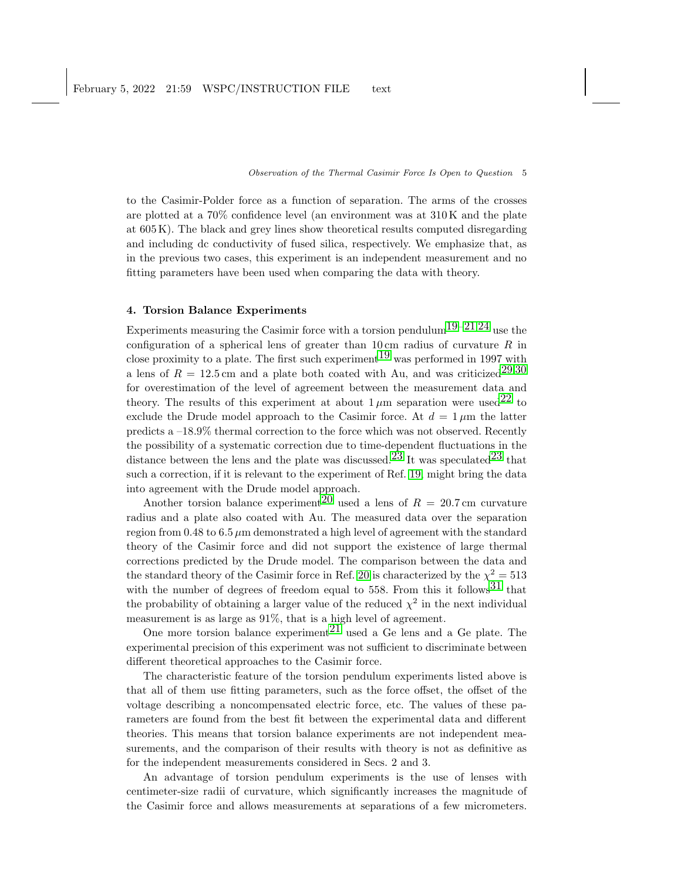to the Casimir-Polder force as a function of separation. The arms of the crosses are plotted at a 70% confidence level (an environment was at 310 K and the plate at 605 K). The black and grey lines show theoretical results computed disregarding and including dc conductivity of fused silica, respectively. We emphasize that, as in the previous two cases, this experiment is an independent measurement and no fitting parameters have been used when comparing the data with theory.

## 4. Torsion Balance Experiments

Experiments measuring the Casimir force with a torsion pendulum[19–21,24] use the configuration of a spherical lens of greater than 10 cm radius of curvature $R$ in close proximity to a plate. The first such experiment[19] was performed in 1997 with a lens of $R = 12.5\,$cm and a plate both coated with Au, and was criticized[29,30] for overestimation of the level of agreement between the measurement data and theory. The results of this experiment at about $1\,\mu$m separation were used[22] to exclude the Drude model approach to the Casimir force. At $d = 1\,\mu$m the latter predicts a –18.9% thermal correction to the force which was not observed. Recently the possibility of a systematic correction due to time-dependent fluctuations in the distance between the lens and the plate was discussed.[23] It was speculated[23] that such a correction, if it is relevant to the experiment of Ref. 19, might bring the data into agreement with the Drude model approach.

Another torsion balance experiment[20] used a lens of $R = 20.7\,$cm curvature radius and a plate also coated with Au. The measured data over the separation region from 0.48 to $6.5\,\mu$m demonstrated a high level of agreement with the standard theory of the Casimir force and did not support the existence of large thermal corrections predicted by the Drude model. The comparison between the data and the standard theory of the Casimir force in Ref. 20 is characterized by the $\chi^2 = 513$ with the number of degrees of freedom equal to 558. From this it follows[31] that the probability of obtaining a larger value of the reduced $\chi^2$ in the next individual measurement is as large as 91%, that is a high level of agreement.

One more torsion balance experiment[21] used a Ge lens and a Ge plate. The experimental precision of this experiment was not sufficient to discriminate between different theoretical approaches to the Casimir force.

The characteristic feature of the torsion pendulum experiments listed above is that all of them use fitting parameters, such as the force offset, the offset of the voltage describing a noncompensated electric force, etc. The values of these parameters are found from the best fit between the experimental data and different theories. This means that torsion balance experiments are not independent measurements, and the comparison of their results with theory is not as definitive as for the independent measurements considered in Secs. 2 and 3.

An advantage of torsion pendulum experiments is the use of lenses with centimeter-size radii of curvature, which significantly increases the magnitude of the Casimir force and allows measurements at separations of a few micrometers.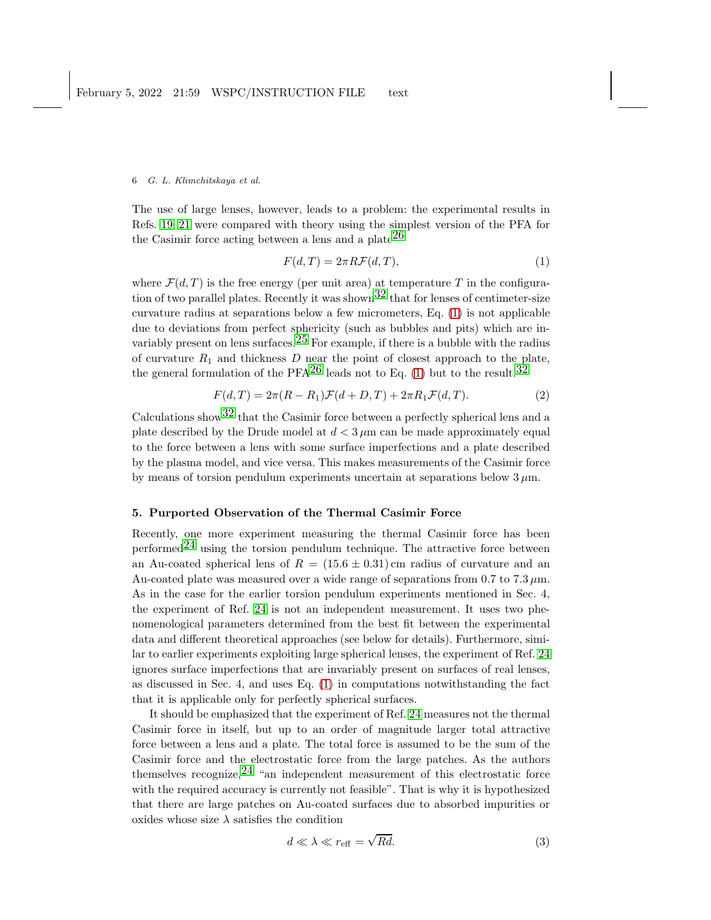The use of large lenses, however, leads to a problem: the experimental results in Refs. 19–21 were compared with theory using the simplest version of the PFA for the Casimir force acting between a lens and a plate[26]

$$F(d,T) = 2\pi R \mathcal{F}(d,T), \tag{1}$$

where $\mathcal{F}(d,T)$ is the free energy (per unit area) at temperature $T$ in the configuration of two parallel plates. Recently it was shown[32] that for lenses of centimeter-size curvature radius at separations below a few micrometers, Eq. (1) is not applicable due to deviations from perfect sphericity (such as bubbles and pits) which are invariably present on lens surfaces.[25] For example, if there is a bubble with the radius of curvature $R_1$ and thickness $D$ near the point of closest approach to the plate, the general formulation of the PFA[26] leads not to Eq. (1) but to the result[32]

$$F(d,T) = 2\pi(R - R_1)\mathcal{F}(d+D,T) + 2\pi R_1 \mathcal{F}(d,T). \tag{2}$$

Calculations show[32] that the Casimir force between a perfectly spherical lens and a plate described by the Drude model at $d < 3\,\mu$m can be made approximately equal to the force between a lens with some surface imperfections and a plate described by the plasma model, and vice versa. This makes measurements of the Casimir force by means of torsion pendulum experiments uncertain at separations below $3\,\mu$m.

## 5. Purported Observation of the Thermal Casimir Force

Recently, one more experiment measuring the thermal Casimir force has been performed[24] using the torsion pendulum technique. The attractive force between an Au-coated spherical lens of $R = (15.6 \pm 0.31)$ cm radius of curvature and an Au-coated plate was measured over a wide range of separations from 0.7 to $7.3\,\mu$m. As in the case for the earlier torsion pendulum experiments mentioned in Sec. 4, the experiment of Ref. 24 is not an independent measurement. It uses two phenomenological parameters determined from the best fit between the experimental data and different theoretical approaches (see below for details). Furthermore, similar to earlier experiments exploiting large spherical lenses, the experiment of Ref. 24 ignores surface imperfections that are invariably present on surfaces of real lenses, as discussed in Sec. 4, and uses Eq. (1) in computations notwithstanding the fact that it is applicable only for perfectly spherical surfaces.

It should be emphasized that the experiment of Ref. 24 measures not the thermal Casimir force in itself, but up to an order of magnitude larger total attractive force between a lens and a plate. The total force is assumed to be the sum of the Casimir force and the electrostatic force from the large patches. As the authors themselves recognize,[24] "an independent measurement of this electrostatic force with the required accuracy is currently not feasible". That is why it is hypothesized that there are large patches on Au-coated surfaces due to absorbed impurities or oxides whose size $\lambda$ satisfies the condition

$$d \ll \lambda \ll r_{\rm eff} = \sqrt{Rd}. \tag{3}$$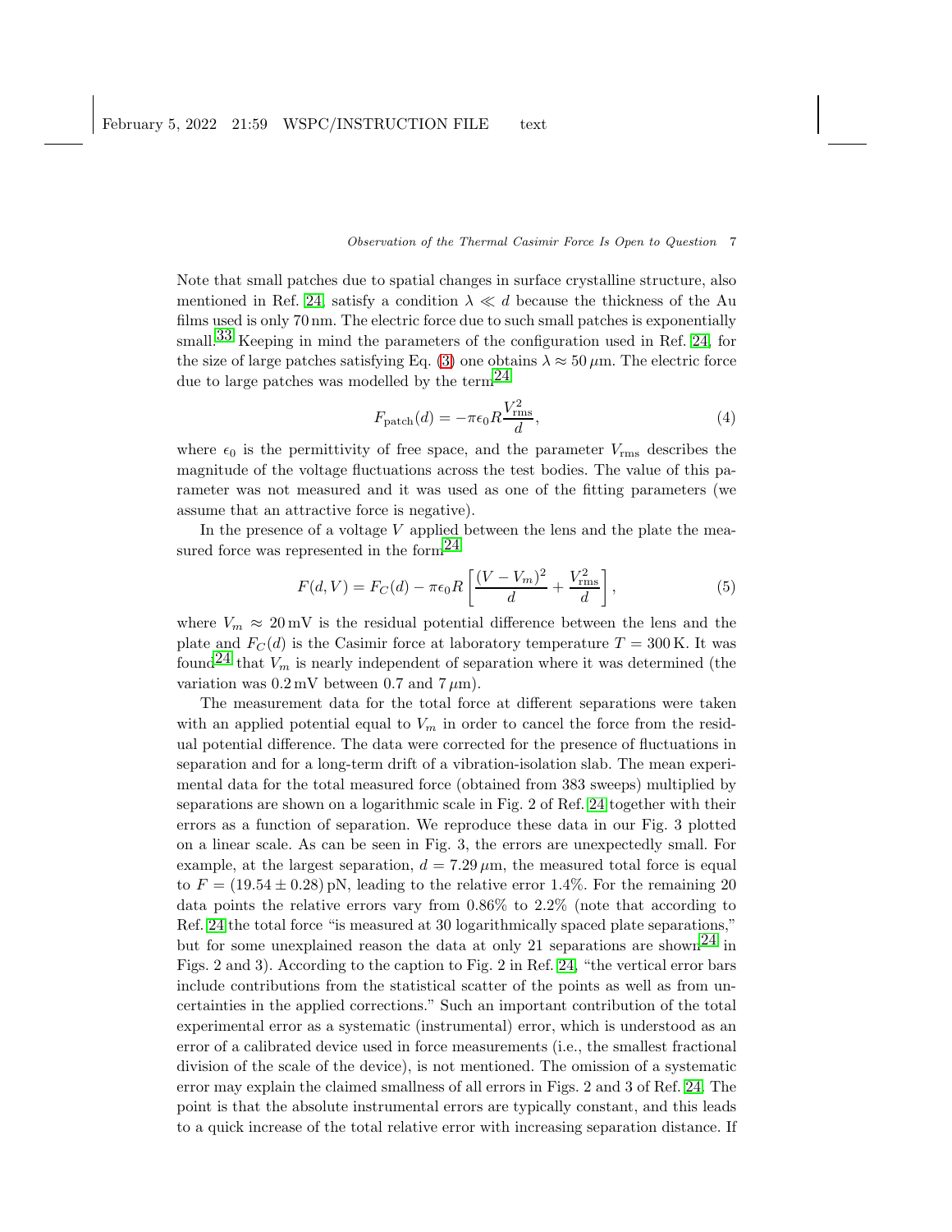Note that small patches due to spatial changes in surface crystalline structure, also mentioned in Ref. [24], satisfy a condition $\lambda \ll d$ because the thickness of the Au films used is only 70 nm. The electric force due to such small patches is exponentially small.[33] Keeping in mind the parameters of the configuration used in Ref. [24], for the size of large patches satisfying Eq. (3) one obtains $\lambda \approx 50\,\mu$m. The electric force due to large patches was modelled by the term[24]

$$F_{\text{patch}}(d) = -\pi\epsilon_0 R \frac{V_{\text{rms}}^2}{d}, \tag{4}$$

where $\epsilon_0$ is the permittivity of free space, and the parameter $V_{\text{rms}}$ describes the magnitude of the voltage fluctuations across the test bodies. The value of this parameter was not measured and it was used as one of the fitting parameters (we assume that an attractive force is negative).

In the presence of a voltage $V$ applied between the lens and the plate the measured force was represented in the form[24]

$$F(d,V) = F_C(d) - \pi\epsilon_0 R \left[ \frac{(V - V_m)^2}{d} + \frac{V_{\text{rms}}^2}{d} \right], \tag{5}$$

where $V_m \approx 20\,$mV is the residual potential difference between the lens and the plate and $F_C(d)$ is the Casimir force at laboratory temperature $T = 300\,$K. It was found[24] that $V_m$ is nearly independent of separation where it was determined (the variation was 0.2 mV between 0.7 and 7 $\mu$m).

The measurement data for the total force at different separations were taken with an applied potential equal to $V_m$ in order to cancel the force from the residual potential difference. The data were corrected for the presence of fluctuations in separation and for a long-term drift of a vibration-isolation slab. The mean experimental data for the total measured force (obtained from 383 sweeps) multiplied by separations are shown on a logarithmic scale in Fig. 2 of Ref. [24] together with their errors as a function of separation. We reproduce these data in our Fig. 3 plotted on a linear scale. As can be seen in Fig. 3, the errors are unexpectedly small. For example, at the largest separation, $d = 7.29\,\mu$m, the measured total force is equal to $F = (19.54 \pm 0.28)\,$pN, leading to the relative error 1.4%. For the remaining 20 data points the relative errors vary from 0.86% to 2.2% (note that according to Ref. [24] the total force "is measured at 30 logarithmically spaced plate separations," but for some unexplained reason the data at only 21 separations are shown[24] in Figs. 2 and 3). According to the caption to Fig. 2 in Ref. [24], "the vertical error bars include contributions from the statistical scatter of the points as well as from uncertainties in the applied corrections." Such an important contribution of the total experimental error as a systematic (instrumental) error, which is understood as an error of a calibrated device used in force measurements (i.e., the smallest fractional division of the scale of the device), is not mentioned. The omission of a systematic error may explain the claimed smallness of all errors in Figs. 2 and 3 of Ref. [24]. The point is that the absolute instrumental errors are typically constant, and this leads to a quick increase of the total relative error with increasing separation distance. If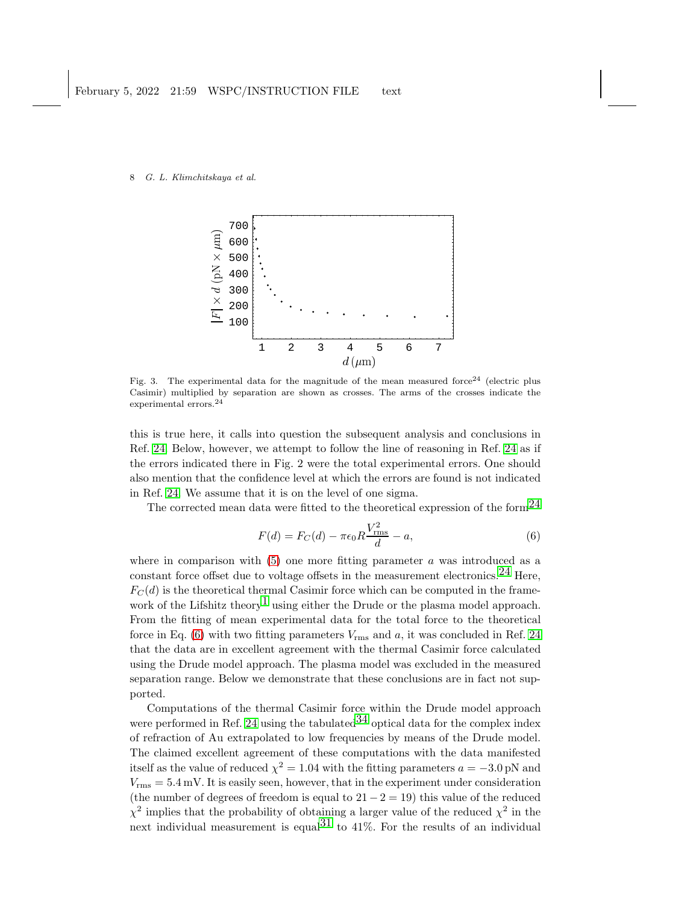Fig. 3. The experimental data for the magnitude of the mean measured force[24] (electric plus Casimir) multiplied by separation are shown as crosses. The arms of the crosses indicate the experimental errors.[24]

this is true here, it calls into question the subsequent analysis and conclusions in Ref. 24. Below, however, we attempt to follow the line of reasoning in Ref. 24 as if the errors indicated there in Fig. 2 were the total experimental errors. One should also mention that the confidence level at which the errors are found is not indicated in Ref. 24. We assume that it is on the level of one sigma.

The corrected mean data were fitted to the theoretical expression of the form[24]

$$F(d) = F_C(d) - \pi\epsilon_0 R \frac{V_{\rm rms}^2}{d} - a, \tag{6}$$

where in comparison with (5) one more fitting parameter $a$ was introduced as a constant force offset due to voltage offsets in the measurement electronics.[24] Here, $F_C(d)$ is the theoretical thermal Casimir force which can be computed in the framework of the Lifshitz theory[1] using either the Drude or the plasma model approach. From the fitting of mean experimental data for the total force to the theoretical force in Eq. (6) with two fitting parameters $V_{\rm rms}$ and $a$, it was concluded in Ref. 24 that the data are in excellent agreement with the thermal Casimir force calculated using the Drude model approach. The plasma model was excluded in the measured separation range. Below we demonstrate that these conclusions are in fact not supported.

Computations of the thermal Casimir force within the Drude model approach were performed in Ref. 24 using the tabulated[34] optical data for the complex index of refraction of Au extrapolated to low frequencies by means of the Drude model. The claimed excellent agreement of these computations with the data manifested itself as the value of reduced $\chi^2 = 1.04$ with the fitting parameters $a = -3.0\,$pN and $V_{\rm rms} = 5.4\,$mV. It is easily seen, however, that in the experiment under consideration (the number of degrees of freedom is equal to $21 - 2 = 19$) this value of the reduced $\chi^2$ implies that the probability of obtaining a larger value of the reduced $\chi^2$ in the next individual measurement is equal[31] to 41%. For the results of an individual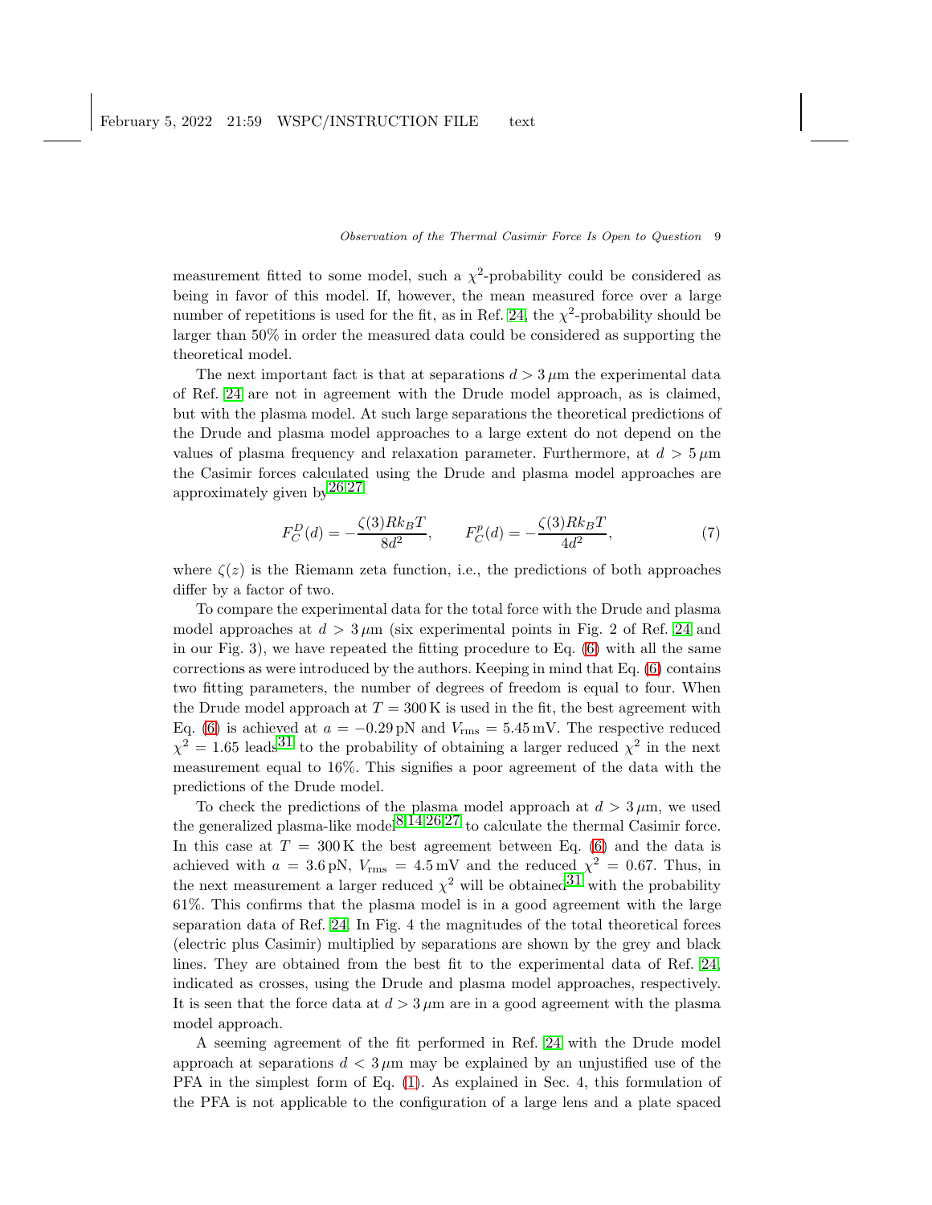measurement fitted to some model, such a $\chi^2$-probability could be considered as being in favor of this model. If, however, the mean measured force over a large number of repetitions is used for the fit, as in Ref. 24, the $\chi^2$-probability should be larger than 50% in order the measured data could be considered as supporting the theoretical model.

The next important fact is that at separations $d > 3\,\mu$m the experimental data of Ref. 24 are not in agreement with the Drude model approach, as is claimed, but with the plasma model. At such large separations the theoretical predictions of the Drude and plasma model approaches to a large extent do not depend on the values of plasma frequency and relaxation parameter. Furthermore, at $d > 5\,\mu$m the Casimir forces calculated using the Drude and plasma model approaches are approximately given by[26,27]

$$F_C^D(d) = -\frac{\zeta(3)Rk_BT}{8d^2}, \qquad F_C^p(d) = -\frac{\zeta(3)Rk_BT}{4d^2}, \tag{7}$$

where $\zeta(z)$ is the Riemann zeta function, i.e., the predictions of both approaches differ by a factor of two.

To compare the experimental data for the total force with the Drude and plasma model approaches at $d > 3\,\mu$m (six experimental points in Fig. 2 of Ref. 24 and in our Fig. 3), we have repeated the fitting procedure to Eq. (6) with all the same corrections as were introduced by the authors. Keeping in mind that Eq. (6) contains two fitting parameters, the number of degrees of freedom is equal to four. When the Drude model approach at $T = 300\,$K is used in the fit, the best agreement with Eq. (6) is achieved at $a = -0.29\,$pN and $V_{\rm rms} = 5.45\,$mV. The respective reduced $\chi^2 = 1.65$ leads[31] to the probability of obtaining a larger reduced $\chi^2$ in the next measurement equal to 16%. This signifies a poor agreement of the data with the predictions of the Drude model.

To check the predictions of the plasma model approach at $d > 3\,\mu$m, we used the generalized plasma-like model[8,14,26,27] to calculate the thermal Casimir force. In this case at $T = 300\,$K the best agreement between Eq. (6) and the data is achieved with $a = 3.6\,$pN, $V_{\rm rms} = 4.5\,$mV and the reduced $\chi^2 = 0.67$. Thus, in the next measurement a larger reduced $\chi^2$ will be obtained[31] with the probability 61%. This confirms that the plasma model is in a good agreement with the large separation data of Ref. 24. In Fig. 4 the magnitudes of the total theoretical forces (electric plus Casimir) multiplied by separations are shown by the grey and black lines. They are obtained from the best fit to the experimental data of Ref. 24 indicated as crosses, using the Drude and plasma model approaches, respectively. It is seen that the force data at $d > 3\,\mu$m are in a good agreement with the plasma model approach.

A seeming agreement of the fit performed in Ref. 24 with the Drude model approach at separations $d < 3\,\mu$m may be explained by an unjustified use of the PFA in the simplest form of Eq. (1). As explained in Sec. 4, this formulation of the PFA is not applicable to the configuration of a large lens and a plate spaced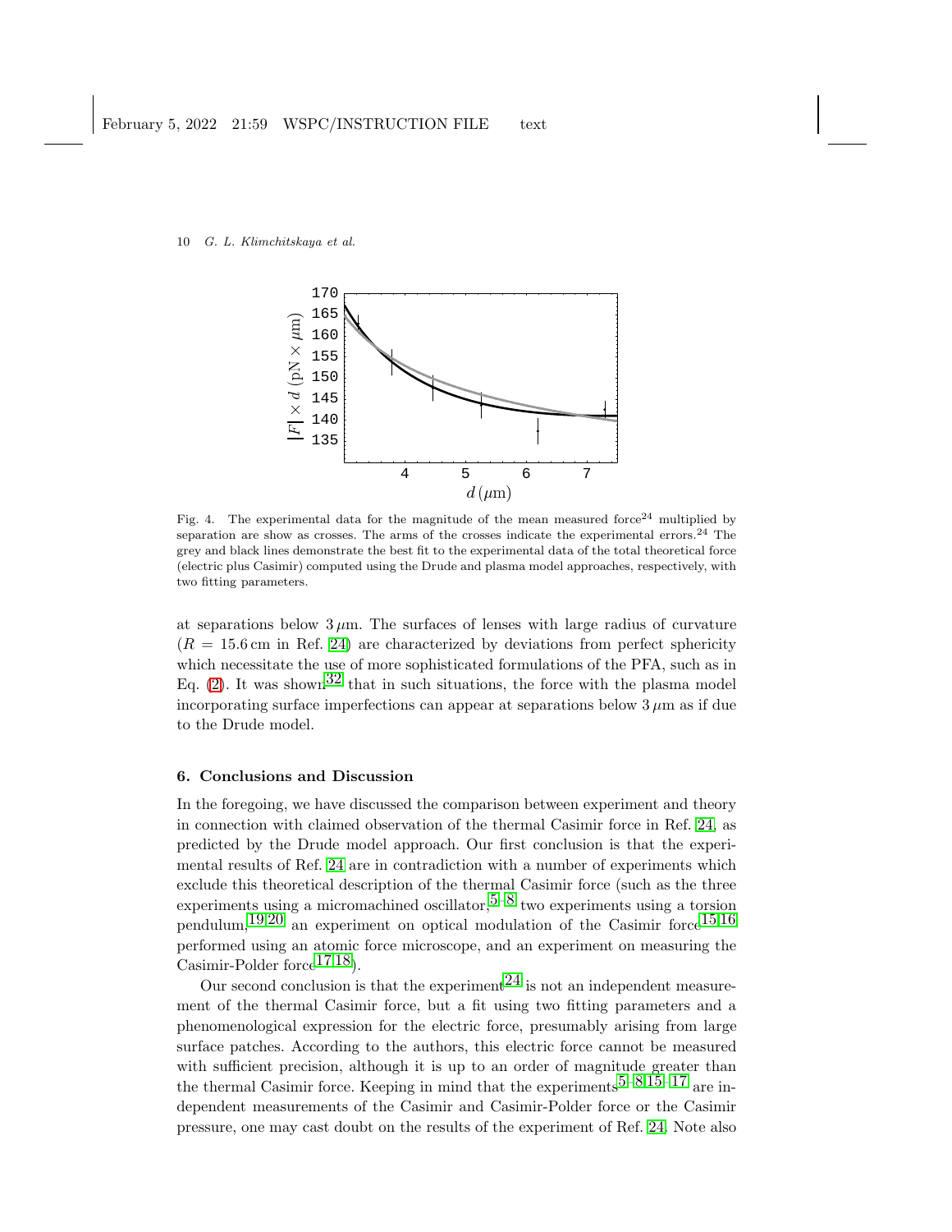Fig. 4. The experimental data for the magnitude of the mean measured force[24] multiplied by separation are show as crosses. The arms of the crosses indicate the experimental errors.[24] The grey and black lines demonstrate the best fit to the experimental data of the total theoretical force (electric plus Casimir) computed using the Drude and plasma model approaches, respectively, with two fitting parameters.

at separations below $3\,\mu$m. The surfaces of lenses with large radius of curvature ($R = 15.6\,$cm in Ref. 24) are characterized by deviations from perfect sphericity which necessitate the use of more sophisticated formulations of the PFA, such as in Eq. (2). It was shown[32] that in such situations, the force with the plasma model incorporating surface imperfections can appear at separations below $3\,\mu$m as if due to the Drude model.

## 6. Conclusions and Discussion

In the foregoing, we have discussed the comparison between experiment and theory in connection with claimed observation of the thermal Casimir force in Ref. 24, as predicted by the Drude model approach. Our first conclusion is that the experimental results of Ref. 24 are in contradiction with a number of experiments which exclude this theoretical description of the thermal Casimir force (such as the three experiments using a micromachined oscillator,[5–8] two experiments using a torsion pendulum,[19,20] an experiment on optical modulation of the Casimir force[15,16] performed using an atomic force microscope, and an experiment on measuring the Casimir-Polder force[17,18]).

Our second conclusion is that the experiment[24] is not an independent measurement of the thermal Casimir force, but a fit using two fitting parameters and a phenomenological expression for the electric force, presumably arising from large surface patches. According to the authors, this electric force cannot be measured with sufficient precision, although it is up to an order of magnitude greater than the thermal Casimir force. Keeping in mind that the experiments[5–8,15–17] are independent measurements of the Casimir and Casimir-Polder force or the Casimir pressure, one may cast doubt on the results of the experiment of Ref. 24. Note also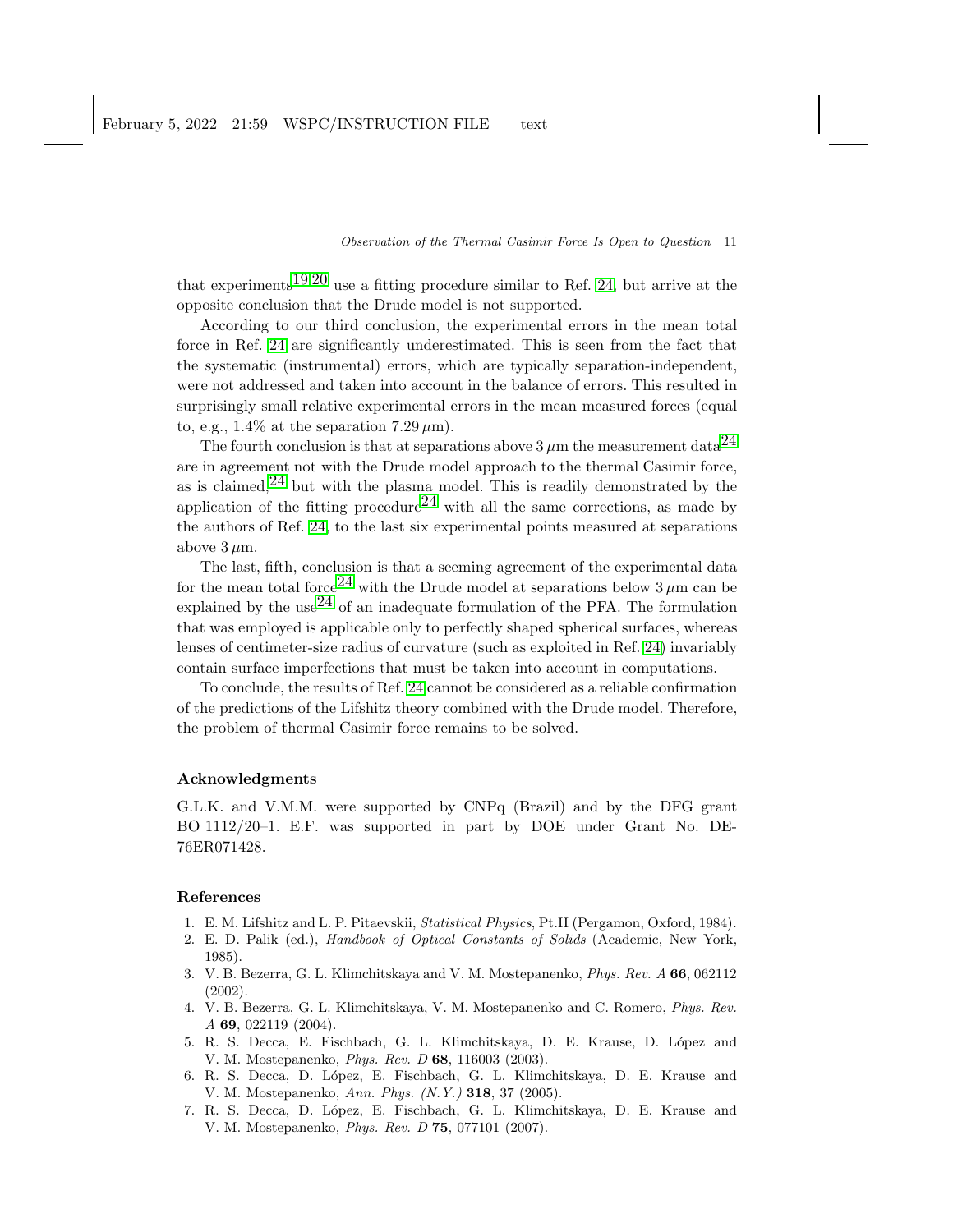that experiments[19,20] use a fitting procedure similar to Ref. 24, but arrive at the opposite conclusion that the Drude model is not supported.

According to our third conclusion, the experimental errors in the mean total force in Ref. 24 are significantly underestimated. This is seen from the fact that the systematic (instrumental) errors, which are typically separation-independent, were not addressed and taken into account in the balance of errors. This resulted in surprisingly small relative experimental errors in the mean measured forces (equal to, e.g., 1.4% at the separation $7.29\,\mu$m).

The fourth conclusion is that at separations above $3\,\mu$m the measurement data[24] are in agreement not with the Drude model approach to the thermal Casimir force, as is claimed,[24] but with the plasma model. This is readily demonstrated by the application of the fitting procedure[24] with all the same corrections, as made by the authors of Ref. 24, to the last six experimental points measured at separations above $3\,\mu$m.

The last, fifth, conclusion is that a seeming agreement of the experimental data for the mean total force[24] with the Drude model at separations below $3\,\mu$m can be explained by the use[24] of an inadequate formulation of the PFA. The formulation that was employed is applicable only to perfectly shaped spherical surfaces, whereas lenses of centimeter-size radius of curvature (such as exploited in Ref. 24) invariably contain surface imperfections that must be taken into account in computations.

To conclude, the results of Ref. 24 cannot be considered as a reliable confirmation of the predictions of the Lifshitz theory combined with the Drude model. Therefore, the problem of thermal Casimir force remains to be solved.

## Acknowledgments

G.L.K. and V.M.M. were supported by CNPq (Brazil) and by the DFG grant BO 1112/20–1. E.F. was supported in part by DOE under Grant No. DE-76ER071428.

## References

1. E. M. Lifshitz and L. P. Pitaevskii, *Statistical Physics*, Pt.II (Pergamon, Oxford, 1984).
2. E. D. Palik (ed.), *Handbook of Optical Constants of Solids* (Academic, New York, 1985).
3. V. B. Bezerra, G. L. Klimchitskaya and V. M. Mostepanenko, *Phys. Rev. A* **66**, 062112 (2002).
4. V. B. Bezerra, G. L. Klimchitskaya, V. M. Mostepanenko and C. Romero, *Phys. Rev. A* **69**, 022119 (2004).
5. R. S. Decca, E. Fischbach, G. L. Klimchitskaya, D. E. Krause, D. López and V. M. Mostepanenko, *Phys. Rev. D* **68**, 116003 (2003).
6. R. S. Decca, D. López, E. Fischbach, G. L. Klimchitskaya, D. E. Krause and V. M. Mostepanenko, *Ann. Phys. (N.Y.)* **318**, 37 (2005).
7. R. S. Decca, D. López, E. Fischbach, G. L. Klimchitskaya, D. E. Krause and V. M. Mostepanenko, *Phys. Rev. D* **75**, 077101 (2007).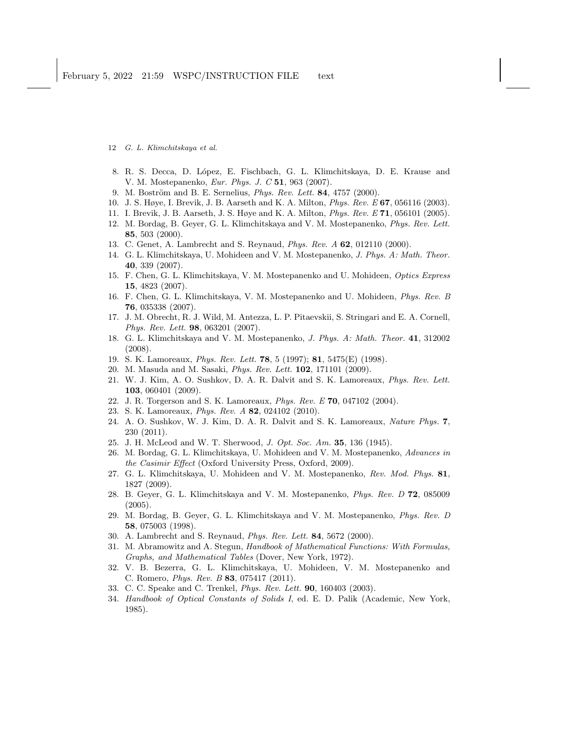8. R. S. Decca, D. López, E. Fischbach, G. L. Klimchitskaya, D. E. Krause and V. M. Mostepanenko, *Eur. Phys. J. C* **51**, 963 (2007).
9. M. Boström and B. E. Sernelius, *Phys. Rev. Lett.* **84**, 4757 (2000).
10. J. S. Høye, I. Brevik, J. B. Aarseth and K. A. Milton, *Phys. Rev. E* **67**, 056116 (2003).
11. I. Brevik, J. B. Aarseth, J. S. Høye and K. A. Milton, *Phys. Rev. E* **71**, 056101 (2005).
12. M. Bordag, B. Geyer, G. L. Klimchitskaya and V. M. Mostepanenko, *Phys. Rev. Lett.* **85**, 503 (2000).
13. C. Genet, A. Lambrecht and S. Reynaud, *Phys. Rev. A* **62**, 012110 (2000).
14. G. L. Klimchitskaya, U. Mohideen and V. M. Mostepanenko, *J. Phys. A: Math. Theor.* **40**, 339 (2007).
15. F. Chen, G. L. Klimchitskaya, V. M. Mostepanenko and U. Mohideen, *Optics Express* **15**, 4823 (2007).
16. F. Chen, G. L. Klimchitskaya, V. M. Mostepanenko and U. Mohideen, *Phys. Rev. B* **76**, 035338 (2007).
17. J. M. Obrecht, R. J. Wild, M. Antezza, L. P. Pitaevskii, S. Stringari and E. A. Cornell, *Phys. Rev. Lett.* **98**, 063201 (2007).
18. G. L. Klimchitskaya and V. M. Mostepanenko, *J. Phys. A: Math. Theor.* **41**, 312002 (2008).
19. S. K. Lamoreaux, *Phys. Rev. Lett.* **78**, 5 (1997); **81**, 5475(E) (1998).
20. M. Masuda and M. Sasaki, *Phys. Rev. Lett.* **102**, 171101 (2009).
21. W. J. Kim, A. O. Sushkov, D. A. R. Dalvit and S. K. Lamoreaux, *Phys. Rev. Lett.* **103**, 060401 (2009).
22. J. R. Torgerson and S. K. Lamoreaux, *Phys. Rev. E* **70**, 047102 (2004).
23. S. K. Lamoreaux, *Phys. Rev. A* **82**, 024102 (2010).
24. A. O. Sushkov, W. J. Kim, D. A. R. Dalvit and S. K. Lamoreaux, *Nature Phys.* **7**, 230 (2011).
25. J. H. McLeod and W. T. Sherwood, *J. Opt. Soc. Am.* **35**, 136 (1945).
26. M. Bordag, G. L. Klimchitskaya, U. Mohideen and V. M. Mostepanenko, *Advances in the Casimir Effect* (Oxford University Press, Oxford, 2009).
27. G. L. Klimchitskaya, U. Mohideen and V. M. Mostepanenko, *Rev. Mod. Phys.* **81**, 1827 (2009).
28. B. Geyer, G. L. Klimchitskaya and V. M. Mostepanenko, *Phys. Rev. D* **72**, 085009 (2005).
29. M. Bordag, B. Geyer, G. L. Klimchitskaya and V. M. Mostepanenko, *Phys. Rev. D* **58**, 075003 (1998).
30. A. Lambrecht and S. Reynaud, *Phys. Rev. Lett.* **84**, 5672 (2000).
31. M. Abramowitz and A. Stegun, *Handbook of Mathematical Functions: With Formulas, Graphs, and Mathematical Tables* (Dover, New York, 1972).
32. V. B. Bezerra, G. L. Klimchitskaya, U. Mohideen, V. M. Mostepanenko and C. Romero, *Phys. Rev. B* **83**, 075417 (2011).
33. C. C. Speake and C. Trenkel, *Phys. Rev. Lett.* **90**, 160403 (2003).
34. *Handbook of Optical Constants of Solids I*, ed. E. D. Palik (Academic, New York, 1985).